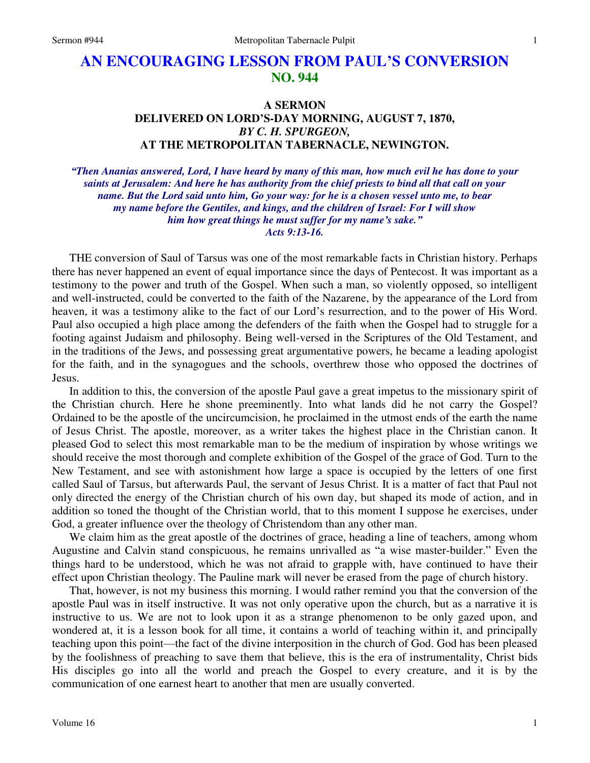# AN ENCOURAGING LESSON FROM PAUL'S CONVERSION
## NO. 944

### A SERMON
### DELIVERED ON LORD'S-DAY MORNING, AUGUST 7, 1870,
### *BY C. H. SPURGEON,*
### AT THE METROPOLITAN TABERNACLE, NEWINGTON.

***"Then Ananias answered, Lord, I have heard by many of this man, how much evil he has done to your saints at Jerusalem: And here he has authority from the chief priests to bind all that call on your name. But the Lord said unto him, Go your way: for he is a chosen vessel unto me, to bear my name before the Gentiles, and kings, and the children of Israel: For I will show him how great things he must suffer for my name's sake." Acts 9:13-16.***

THE conversion of Saul of Tarsus was one of the most remarkable facts in Christian history. Perhaps there has never happened an event of equal importance since the days of Pentecost. It was important as a testimony to the power and truth of the Gospel. When such a man, so violently opposed, so intelligent and well-instructed, could be converted to the faith of the Nazarene, by the appearance of the Lord from heaven, it was a testimony alike to the fact of our Lord's resurrection, and to the power of His Word. Paul also occupied a high place among the defenders of the faith when the Gospel had to struggle for a footing against Judaism and philosophy. Being well-versed in the Scriptures of the Old Testament, and in the traditions of the Jews, and possessing great argumentative powers, he became a leading apologist for the faith, and in the synagogues and the schools, overthrew those who opposed the doctrines of Jesus.

In addition to this, the conversion of the apostle Paul gave a great impetus to the missionary spirit of the Christian church. Here he shone preeminently. Into what lands did he not carry the Gospel? Ordained to be the apostle of the uncircumcision, he proclaimed in the utmost ends of the earth the name of Jesus Christ. The apostle, moreover, as a writer takes the highest place in the Christian canon. It pleased God to select this most remarkable man to be the medium of inspiration by whose writings we should receive the most thorough and complete exhibition of the Gospel of the grace of God. Turn to the New Testament, and see with astonishment how large a space is occupied by the letters of one first called Saul of Tarsus, but afterwards Paul, the servant of Jesus Christ. It is a matter of fact that Paul not only directed the energy of the Christian church of his own day, but shaped its mode of action, and in addition so toned the thought of the Christian world, that to this moment I suppose he exercises, under God, a greater influence over the theology of Christendom than any other man.

We claim him as the great apostle of the doctrines of grace, heading a line of teachers, among whom Augustine and Calvin stand conspicuous, he remains unrivalled as "a wise master-builder." Even the things hard to be understood, which he was not afraid to grapple with, have continued to have their effect upon Christian theology. The Pauline mark will never be erased from the page of church history.

That, however, is not my business this morning. I would rather remind you that the conversion of the apostle Paul was in itself instructive. It was not only operative upon the church, but as a narrative it is instructive to us. We are not to look upon it as a strange phenomenon to be only gazed upon, and wondered at, it is a lesson book for all time, it contains a world of teaching within it, and principally teaching upon this point—the fact of the divine interposition in the church of God. God has been pleased by the foolishness of preaching to save them that believe, this is the era of instrumentality, Christ bids His disciples go into all the world and preach the Gospel to every creature, and it is by the communication of one earnest heart to another that men are usually converted.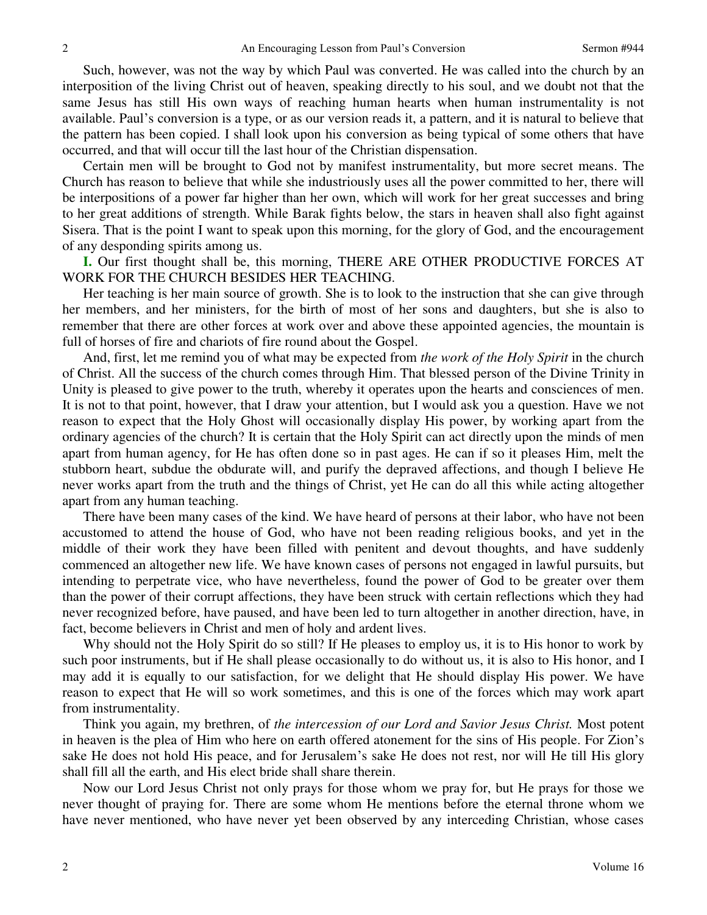Such, however, was not the way by which Paul was converted. He was called into the church by an interposition of the living Christ out of heaven, speaking directly to his soul, and we doubt not that the same Jesus has still His own ways of reaching human hearts when human instrumentality is not available. Paul's conversion is a type, or as our version reads it, a pattern, and it is natural to believe that the pattern has been copied. I shall look upon his conversion as being typical of some others that have occurred, and that will occur till the last hour of the Christian dispensation.

Certain men will be brought to God not by manifest instrumentality, but more secret means. The Church has reason to believe that while she industriously uses all the power committed to her, there will be interpositions of a power far higher than her own, which will work for her great successes and bring to her great additions of strength. While Barak fights below, the stars in heaven shall also fight against Sisera. That is the point I want to speak upon this morning, for the glory of God, and the encouragement of any desponding spirits among us.

**I.** Our first thought shall be, this morning, THERE ARE OTHER PRODUCTIVE FORCES AT WORK FOR THE CHURCH BESIDES HER TEACHING.

Her teaching is her main source of growth. She is to look to the instruction that she can give through her members, and her ministers, for the birth of most of her sons and daughters, but she is also to remember that there are other forces at work over and above these appointed agencies, the mountain is full of horses of fire and chariots of fire round about the Gospel.

And, first, let me remind you of what may be expected from *the work of the Holy Spirit* in the church of Christ. All the success of the church comes through Him. That blessed person of the Divine Trinity in Unity is pleased to give power to the truth, whereby it operates upon the hearts and consciences of men. It is not to that point, however, that I draw your attention, but I would ask you a question. Have we not reason to expect that the Holy Ghost will occasionally display His power, by working apart from the ordinary agencies of the church? It is certain that the Holy Spirit can act directly upon the minds of men apart from human agency, for He has often done so in past ages. He can if so it pleases Him, melt the stubborn heart, subdue the obdurate will, and purify the depraved affections, and though I believe He never works apart from the truth and the things of Christ, yet He can do all this while acting altogether apart from any human teaching.

There have been many cases of the kind. We have heard of persons at their labor, who have not been accustomed to attend the house of God, who have not been reading religious books, and yet in the middle of their work they have been filled with penitent and devout thoughts, and have suddenly commenced an altogether new life. We have known cases of persons not engaged in lawful pursuits, but intending to perpetrate vice, who have nevertheless, found the power of God to be greater over them than the power of their corrupt affections, they have been struck with certain reflections which they had never recognized before, have paused, and have been led to turn altogether in another direction, have, in fact, become believers in Christ and men of holy and ardent lives.

Why should not the Holy Spirit do so still? If He pleases to employ us, it is to His honor to work by such poor instruments, but if He shall please occasionally to do without us, it is also to His honor, and I may add it is equally to our satisfaction, for we delight that He should display His power. We have reason to expect that He will so work sometimes, and this is one of the forces which may work apart from instrumentality.

Think you again, my brethren, of *the intercession of our Lord and Savior Jesus Christ.* Most potent in heaven is the plea of Him who here on earth offered atonement for the sins of His people. For Zion's sake He does not hold His peace, and for Jerusalem's sake He does not rest, nor will He till His glory shall fill all the earth, and His elect bride shall share therein.

Now our Lord Jesus Christ not only prays for those whom we pray for, but He prays for those we never thought of praying for. There are some whom He mentions before the eternal throne whom we have never mentioned, who have never yet been observed by any interceding Christian, whose cases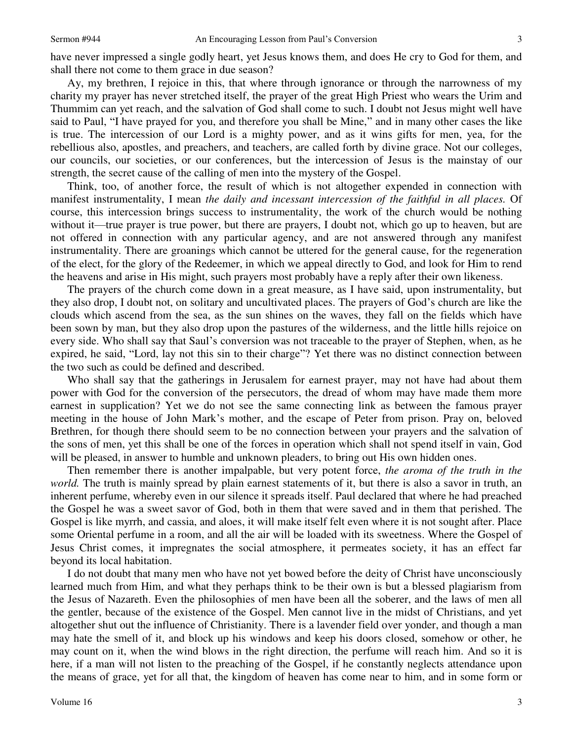have never impressed a single godly heart, yet Jesus knows them, and does He cry to God for them, and shall there not come to them grace in due season?

Ay, my brethren, I rejoice in this, that where through ignorance or through the narrowness of my charity my prayer has never stretched itself, the prayer of the great High Priest who wears the Urim and Thummim can yet reach, and the salvation of God shall come to such. I doubt not Jesus might well have said to Paul, "I have prayed for you, and therefore you shall be Mine," and in many other cases the like is true. The intercession of our Lord is a mighty power, and as it wins gifts for men, yea, for the rebellious also, apostles, and preachers, and teachers, are called forth by divine grace. Not our colleges, our councils, our societies, or our conferences, but the intercession of Jesus is the mainstay of our strength, the secret cause of the calling of men into the mystery of the Gospel.

Think, too, of another force, the result of which is not altogether expended in connection with manifest instrumentality, I mean *the daily and incessant intercession of the faithful in all places.* Of course, this intercession brings success to instrumentality, the work of the church would be nothing without it—true prayer is true power, but there are prayers, I doubt not, which go up to heaven, but are not offered in connection with any particular agency, and are not answered through any manifest instrumentality. There are groanings which cannot be uttered for the general cause, for the regeneration of the elect, for the glory of the Redeemer, in which we appeal directly to God, and look for Him to rend the heavens and arise in His might, such prayers most probably have a reply after their own likeness.

The prayers of the church come down in a great measure, as I have said, upon instrumentality, but they also drop, I doubt not, on solitary and uncultivated places. The prayers of God's church are like the clouds which ascend from the sea, as the sun shines on the waves, they fall on the fields which have been sown by man, but they also drop upon the pastures of the wilderness, and the little hills rejoice on every side. Who shall say that Saul's conversion was not traceable to the prayer of Stephen, when, as he expired, he said, "Lord, lay not this sin to their charge"? Yet there was no distinct connection between the two such as could be defined and described.

Who shall say that the gatherings in Jerusalem for earnest prayer, may not have had about them power with God for the conversion of the persecutors, the dread of whom may have made them more earnest in supplication? Yet we do not see the same connecting link as between the famous prayer meeting in the house of John Mark's mother, and the escape of Peter from prison. Pray on, beloved Brethren, for though there should seem to be no connection between your prayers and the salvation of the sons of men, yet this shall be one of the forces in operation which shall not spend itself in vain, God will be pleased, in answer to humble and unknown pleaders, to bring out His own hidden ones.

Then remember there is another impalpable, but very potent force, *the aroma of the truth in the world.* The truth is mainly spread by plain earnest statements of it, but there is also a savor in truth, an inherent perfume, whereby even in our silence it spreads itself. Paul declared that where he had preached the Gospel he was a sweet savor of God, both in them that were saved and in them that perished. The Gospel is like myrrh, and cassia, and aloes, it will make itself felt even where it is not sought after. Place some Oriental perfume in a room, and all the air will be loaded with its sweetness. Where the Gospel of Jesus Christ comes, it impregnates the social atmosphere, it permeates society, it has an effect far beyond its local habitation.

I do not doubt that many men who have not yet bowed before the deity of Christ have unconsciously learned much from Him, and what they perhaps think to be their own is but a blessed plagiarism from the Jesus of Nazareth. Even the philosophies of men have been all the soberer, and the laws of men all the gentler, because of the existence of the Gospel. Men cannot live in the midst of Christians, and yet altogether shut out the influence of Christianity. There is a lavender field over yonder, and though a man may hate the smell of it, and block up his windows and keep his doors closed, somehow or other, he may count on it, when the wind blows in the right direction, the perfume will reach him. And so it is here, if a man will not listen to the preaching of the Gospel, if he constantly neglects attendance upon the means of grace, yet for all that, the kingdom of heaven has come near to him, and in some form or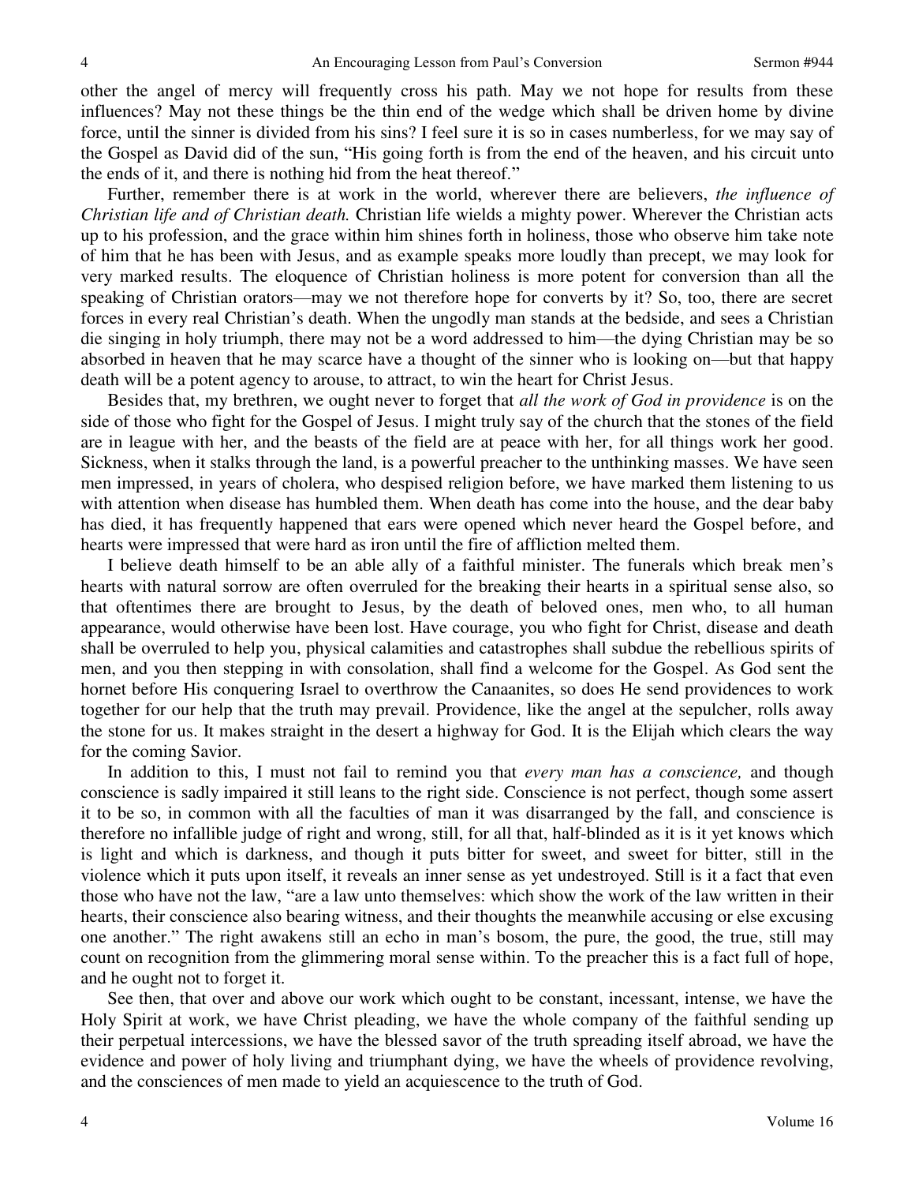other the angel of mercy will frequently cross his path. May we not hope for results from these influences? May not these things be the thin end of the wedge which shall be driven home by divine force, until the sinner is divided from his sins? I feel sure it is so in cases numberless, for we may say of the Gospel as David did of the sun, "His going forth is from the end of the heaven, and his circuit unto the ends of it, and there is nothing hid from the heat thereof."

Further, remember there is at work in the world, wherever there are believers, *the influence of Christian life and of Christian death.* Christian life wields a mighty power. Wherever the Christian acts up to his profession, and the grace within him shines forth in holiness, those who observe him take note of him that he has been with Jesus, and as example speaks more loudly than precept, we may look for very marked results. The eloquence of Christian holiness is more potent for conversion than all the speaking of Christian orators—may we not therefore hope for converts by it? So, too, there are secret forces in every real Christian's death. When the ungodly man stands at the bedside, and sees a Christian die singing in holy triumph, there may not be a word addressed to him—the dying Christian may be so absorbed in heaven that he may scarce have a thought of the sinner who is looking on—but that happy death will be a potent agency to arouse, to attract, to win the heart for Christ Jesus.

Besides that, my brethren, we ought never to forget that *all the work of God in providence* is on the side of those who fight for the Gospel of Jesus. I might truly say of the church that the stones of the field are in league with her, and the beasts of the field are at peace with her, for all things work her good. Sickness, when it stalks through the land, is a powerful preacher to the unthinking masses. We have seen men impressed, in years of cholera, who despised religion before, we have marked them listening to us with attention when disease has humbled them. When death has come into the house, and the dear baby has died, it has frequently happened that ears were opened which never heard the Gospel before, and hearts were impressed that were hard as iron until the fire of affliction melted them.

I believe death himself to be an able ally of a faithful minister. The funerals which break men's hearts with natural sorrow are often overruled for the breaking their hearts in a spiritual sense also, so that oftentimes there are brought to Jesus, by the death of beloved ones, men who, to all human appearance, would otherwise have been lost. Have courage, you who fight for Christ, disease and death shall be overruled to help you, physical calamities and catastrophes shall subdue the rebellious spirits of men, and you then stepping in with consolation, shall find a welcome for the Gospel. As God sent the hornet before His conquering Israel to overthrow the Canaanites, so does He send providences to work together for our help that the truth may prevail. Providence, like the angel at the sepulcher, rolls away the stone for us. It makes straight in the desert a highway for God. It is the Elijah which clears the way for the coming Savior.

In addition to this, I must not fail to remind you that *every man has a conscience,* and though conscience is sadly impaired it still leans to the right side. Conscience is not perfect, though some assert it to be so, in common with all the faculties of man it was disarranged by the fall, and conscience is therefore no infallible judge of right and wrong, still, for all that, half-blinded as it is it yet knows which is light and which is darkness, and though it puts bitter for sweet, and sweet for bitter, still in the violence which it puts upon itself, it reveals an inner sense as yet undestroyed. Still is it a fact that even those who have not the law, "are a law unto themselves: which show the work of the law written in their hearts, their conscience also bearing witness, and their thoughts the meanwhile accusing or else excusing one another." The right awakens still an echo in man's bosom, the pure, the good, the true, still may count on recognition from the glimmering moral sense within. To the preacher this is a fact full of hope, and he ought not to forget it.

See then, that over and above our work which ought to be constant, incessant, intense, we have the Holy Spirit at work, we have Christ pleading, we have the whole company of the faithful sending up their perpetual intercessions, we have the blessed savor of the truth spreading itself abroad, we have the evidence and power of holy living and triumphant dying, we have the wheels of providence revolving, and the consciences of men made to yield an acquiescence to the truth of God.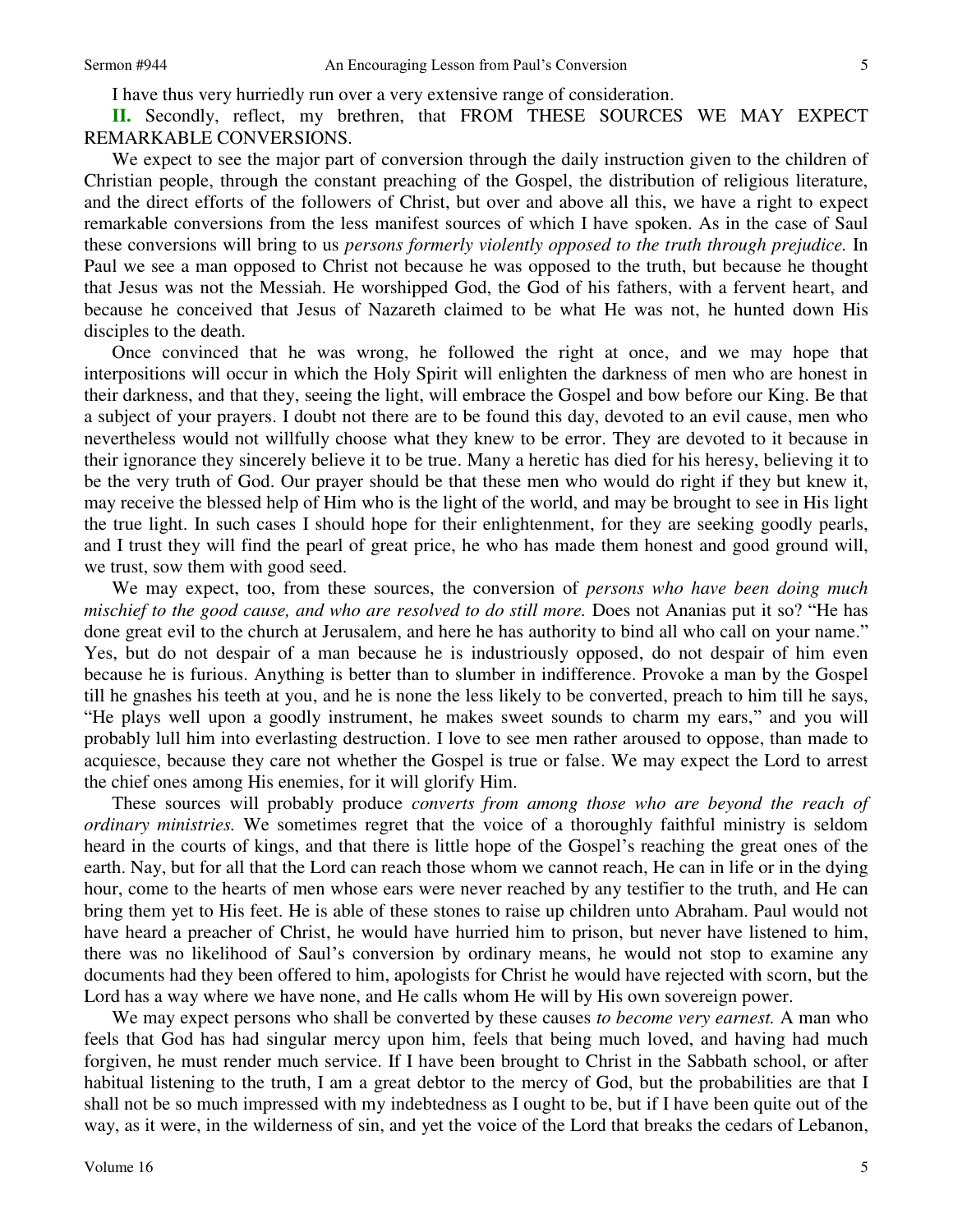I have thus very hurriedly run over a very extensive range of consideration.

**II.** Secondly, reflect, my brethren, that FROM THESE SOURCES WE MAY EXPECT REMARKABLE CONVERSIONS.

We expect to see the major part of conversion through the daily instruction given to the children of Christian people, through the constant preaching of the Gospel, the distribution of religious literature, and the direct efforts of the followers of Christ, but over and above all this, we have a right to expect remarkable conversions from the less manifest sources of which I have spoken. As in the case of Saul these conversions will bring to us *persons formerly violently opposed to the truth through prejudice.* In Paul we see a man opposed to Christ not because he was opposed to the truth, but because he thought that Jesus was not the Messiah. He worshipped God, the God of his fathers, with a fervent heart, and because he conceived that Jesus of Nazareth claimed to be what He was not, he hunted down His disciples to the death.

Once convinced that he was wrong, he followed the right at once, and we may hope that interpositions will occur in which the Holy Spirit will enlighten the darkness of men who are honest in their darkness, and that they, seeing the light, will embrace the Gospel and bow before our King. Be that a subject of your prayers. I doubt not there are to be found this day, devoted to an evil cause, men who nevertheless would not willfully choose what they knew to be error. They are devoted to it because in their ignorance they sincerely believe it to be true. Many a heretic has died for his heresy, believing it to be the very truth of God. Our prayer should be that these men who would do right if they but knew it, may receive the blessed help of Him who is the light of the world, and may be brought to see in His light the true light. In such cases I should hope for their enlightenment, for they are seeking goodly pearls, and I trust they will find the pearl of great price, he who has made them honest and good ground will, we trust, sow them with good seed.

We may expect, too, from these sources, the conversion of *persons who have been doing much mischief to the good cause, and who are resolved to do still more.* Does not Ananias put it so? "He has done great evil to the church at Jerusalem, and here he has authority to bind all who call on your name." Yes, but do not despair of a man because he is industriously opposed, do not despair of him even because he is furious. Anything is better than to slumber in indifference. Provoke a man by the Gospel till he gnashes his teeth at you, and he is none the less likely to be converted, preach to him till he says, "He plays well upon a goodly instrument, he makes sweet sounds to charm my ears," and you will probably lull him into everlasting destruction. I love to see men rather aroused to oppose, than made to acquiesce, because they care not whether the Gospel is true or false. We may expect the Lord to arrest the chief ones among His enemies, for it will glorify Him.

These sources will probably produce *converts from among those who are beyond the reach of ordinary ministries.* We sometimes regret that the voice of a thoroughly faithful ministry is seldom heard in the courts of kings, and that there is little hope of the Gospel's reaching the great ones of the earth. Nay, but for all that the Lord can reach those whom we cannot reach, He can in life or in the dying hour, come to the hearts of men whose ears were never reached by any testifier to the truth, and He can bring them yet to His feet. He is able of these stones to raise up children unto Abraham. Paul would not have heard a preacher of Christ, he would have hurried him to prison, but never have listened to him, there was no likelihood of Saul's conversion by ordinary means, he would not stop to examine any documents had they been offered to him, apologists for Christ he would have rejected with scorn, but the Lord has a way where we have none, and He calls whom He will by His own sovereign power.

We may expect persons who shall be converted by these causes *to become very earnest.* A man who feels that God has had singular mercy upon him, feels that being much loved, and having had much forgiven, he must render much service. If I have been brought to Christ in the Sabbath school, or after habitual listening to the truth, I am a great debtor to the mercy of God, but the probabilities are that I shall not be so much impressed with my indebtedness as I ought to be, but if I have been quite out of the way, as it were, in the wilderness of sin, and yet the voice of the Lord that breaks the cedars of Lebanon,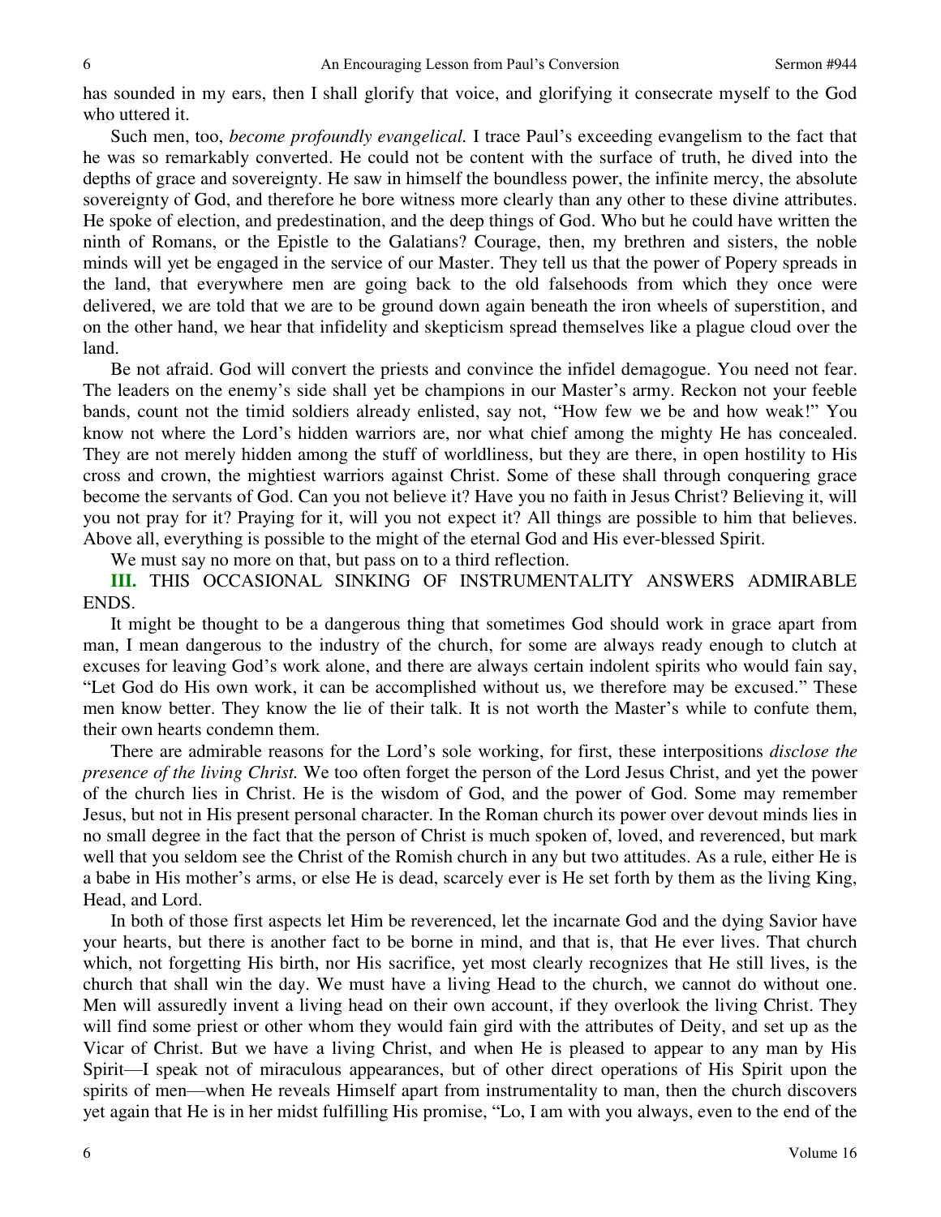has sounded in my ears, then I shall glorify that voice, and glorifying it consecrate myself to the God who uttered it.

Such men, too, *become profoundly evangelical.* I trace Paul's exceeding evangelism to the fact that he was so remarkably converted. He could not be content with the surface of truth, he dived into the depths of grace and sovereignty. He saw in himself the boundless power, the infinite mercy, the absolute sovereignty of God, and therefore he bore witness more clearly than any other to these divine attributes. He spoke of election, and predestination, and the deep things of God. Who but he could have written the ninth of Romans, or the Epistle to the Galatians? Courage, then, my brethren and sisters, the noble minds will yet be engaged in the service of our Master. They tell us that the power of Popery spreads in the land, that everywhere men are going back to the old falsehoods from which they once were delivered, we are told that we are to be ground down again beneath the iron wheels of superstition, and on the other hand, we hear that infidelity and skepticism spread themselves like a plague cloud over the land.

Be not afraid. God will convert the priests and convince the infidel demagogue. You need not fear. The leaders on the enemy's side shall yet be champions in our Master's army. Reckon not your feeble bands, count not the timid soldiers already enlisted, say not, "How few we be and how weak!" You know not where the Lord's hidden warriors are, nor what chief among the mighty He has concealed. They are not merely hidden among the stuff of worldliness, but they are there, in open hostility to His cross and crown, the mightiest warriors against Christ. Some of these shall through conquering grace become the servants of God. Can you not believe it? Have you no faith in Jesus Christ? Believing it, will you not pray for it? Praying for it, will you not expect it? All things are possible to him that believes. Above all, everything is possible to the might of the eternal God and His ever-blessed Spirit.

We must say no more on that, but pass on to a third reflection.

**III.** THIS OCCASIONAL SINKING OF INSTRUMENTALITY ANSWERS ADMIRABLE ENDS.

It might be thought to be a dangerous thing that sometimes God should work in grace apart from man, I mean dangerous to the industry of the church, for some are always ready enough to clutch at excuses for leaving God's work alone, and there are always certain indolent spirits who would fain say, "Let God do His own work, it can be accomplished without us, we therefore may be excused." These men know better. They know the lie of their talk. It is not worth the Master's while to confute them, their own hearts condemn them.

There are admirable reasons for the Lord's sole working, for first, these interpositions *disclose the presence of the living Christ.* We too often forget the person of the Lord Jesus Christ, and yet the power of the church lies in Christ. He is the wisdom of God, and the power of God. Some may remember Jesus, but not in His present personal character. In the Roman church its power over devout minds lies in no small degree in the fact that the person of Christ is much spoken of, loved, and reverenced, but mark well that you seldom see the Christ of the Romish church in any but two attitudes. As a rule, either He is a babe in His mother's arms, or else He is dead, scarcely ever is He set forth by them as the living King, Head, and Lord.

In both of those first aspects let Him be reverenced, let the incarnate God and the dying Savior have your hearts, but there is another fact to be borne in mind, and that is, that He ever lives. That church which, not forgetting His birth, nor His sacrifice, yet most clearly recognizes that He still lives, is the church that shall win the day. We must have a living Head to the church, we cannot do without one. Men will assuredly invent a living head on their own account, if they overlook the living Christ. They will find some priest or other whom they would fain gird with the attributes of Deity, and set up as the Vicar of Christ. But we have a living Christ, and when He is pleased to appear to any man by His Spirit—I speak not of miraculous appearances, but of other direct operations of His Spirit upon the spirits of men—when He reveals Himself apart from instrumentality to man, then the church discovers yet again that He is in her midst fulfilling His promise, "Lo, I am with you always, even to the end of the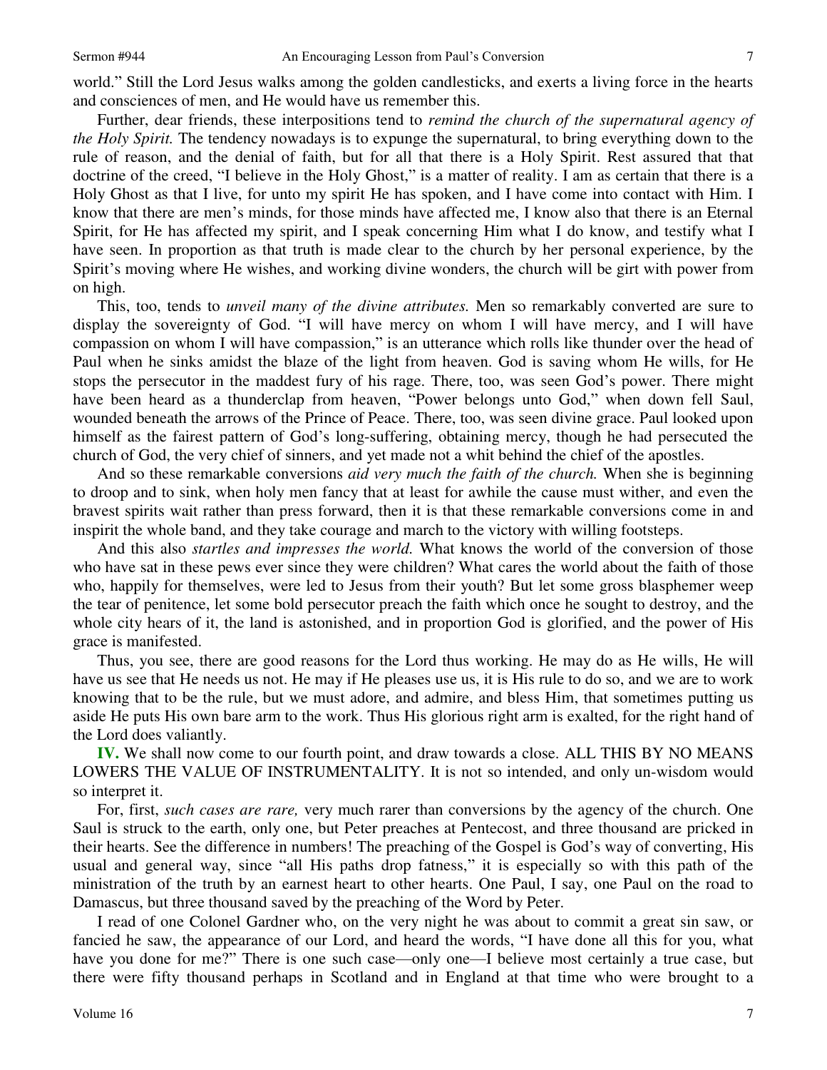world." Still the Lord Jesus walks among the golden candlesticks, and exerts a living force in the hearts and consciences of men, and He would have us remember this.

Further, dear friends, these interpositions tend to *remind the church of the supernatural agency of the Holy Spirit.* The tendency nowadays is to expunge the supernatural, to bring everything down to the rule of reason, and the denial of faith, but for all that there is a Holy Spirit. Rest assured that that doctrine of the creed, "I believe in the Holy Ghost," is a matter of reality. I am as certain that there is a Holy Ghost as that I live, for unto my spirit He has spoken, and I have come into contact with Him. I know that there are men's minds, for those minds have affected me, I know also that there is an Eternal Spirit, for He has affected my spirit, and I speak concerning Him what I do know, and testify what I have seen. In proportion as that truth is made clear to the church by her personal experience, by the Spirit's moving where He wishes, and working divine wonders, the church will be girt with power from on high.

This, too, tends to *unveil many of the divine attributes.* Men so remarkably converted are sure to display the sovereignty of God. "I will have mercy on whom I will have mercy, and I will have compassion on whom I will have compassion," is an utterance which rolls like thunder over the head of Paul when he sinks amidst the blaze of the light from heaven. God is saving whom He wills, for He stops the persecutor in the maddest fury of his rage. There, too, was seen God's power. There might have been heard as a thunderclap from heaven, "Power belongs unto God," when down fell Saul, wounded beneath the arrows of the Prince of Peace. There, too, was seen divine grace. Paul looked upon himself as the fairest pattern of God's long-suffering, obtaining mercy, though he had persecuted the church of God, the very chief of sinners, and yet made not a whit behind the chief of the apostles.

And so these remarkable conversions *aid very much the faith of the church.* When she is beginning to droop and to sink, when holy men fancy that at least for awhile the cause must wither, and even the bravest spirits wait rather than press forward, then it is that these remarkable conversions come in and inspirit the whole band, and they take courage and march to the victory with willing footsteps.

And this also *startles and impresses the world.* What knows the world of the conversion of those who have sat in these pews ever since they were children? What cares the world about the faith of those who, happily for themselves, were led to Jesus from their youth? But let some gross blasphemer weep the tear of penitence, let some bold persecutor preach the faith which once he sought to destroy, and the whole city hears of it, the land is astonished, and in proportion God is glorified, and the power of His grace is manifested.

Thus, you see, there are good reasons for the Lord thus working. He may do as He wills, He will have us see that He needs us not. He may if He pleases use us, it is His rule to do so, and we are to work knowing that to be the rule, but we must adore, and admire, and bless Him, that sometimes putting us aside He puts His own bare arm to the work. Thus His glorious right arm is exalted, for the right hand of the Lord does valiantly.

**IV.** We shall now come to our fourth point, and draw towards a close. ALL THIS BY NO MEANS LOWERS THE VALUE OF INSTRUMENTALITY. It is not so intended, and only un-wisdom would so interpret it.

For, first, *such cases are rare,* very much rarer than conversions by the agency of the church. One Saul is struck to the earth, only one, but Peter preaches at Pentecost, and three thousand are pricked in their hearts. See the difference in numbers! The preaching of the Gospel is God's way of converting, His usual and general way, since "all His paths drop fatness," it is especially so with this path of the ministration of the truth by an earnest heart to other hearts. One Paul, I say, one Paul on the road to Damascus, but three thousand saved by the preaching of the Word by Peter.

I read of one Colonel Gardner who, on the very night he was about to commit a great sin saw, or fancied he saw, the appearance of our Lord, and heard the words, "I have done all this for you, what have you done for me?" There is one such case—only one—I believe most certainly a true case, but there were fifty thousand perhaps in Scotland and in England at that time who were brought to a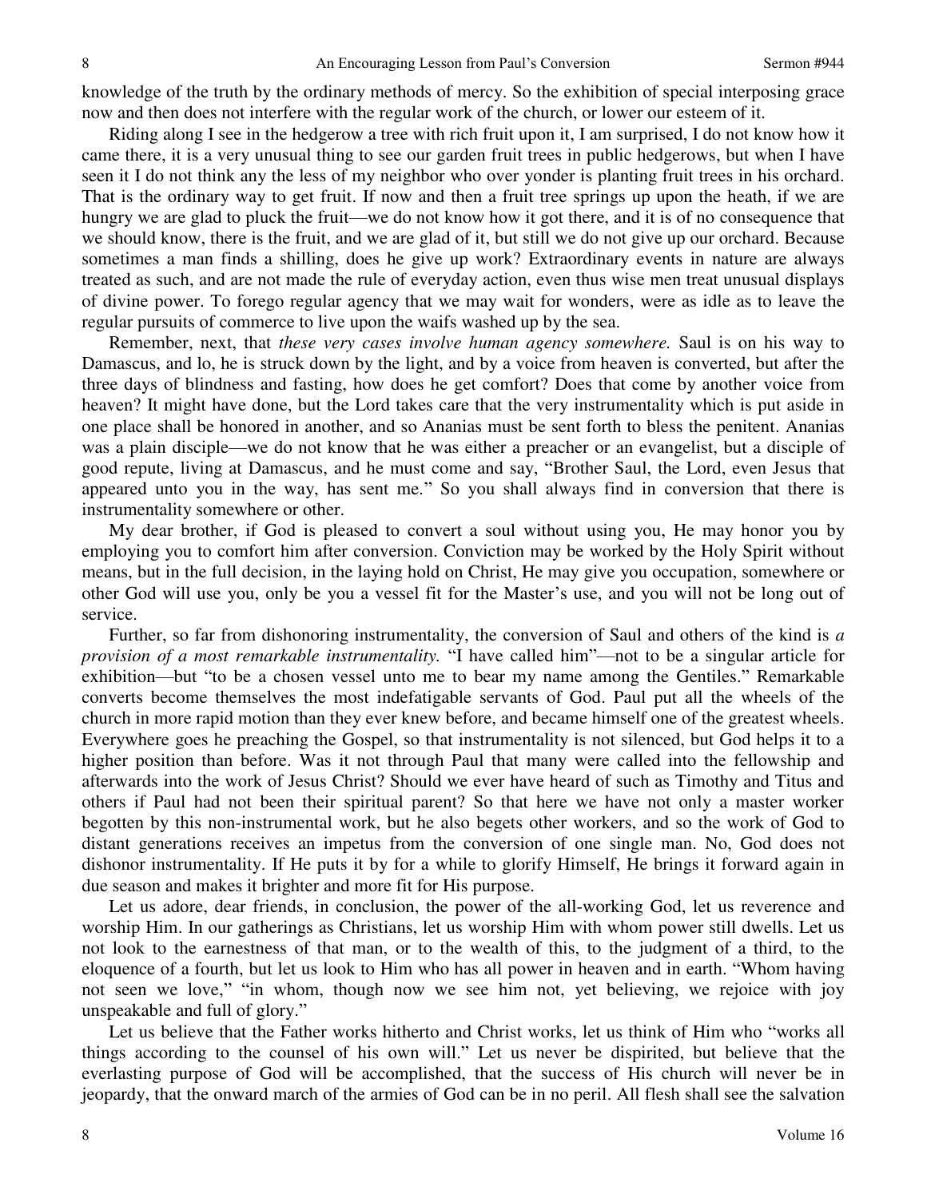knowledge of the truth by the ordinary methods of mercy. So the exhibition of special interposing grace now and then does not interfere with the regular work of the church, or lower our esteem of it.

Riding along I see in the hedgerow a tree with rich fruit upon it, I am surprised, I do not know how it came there, it is a very unusual thing to see our garden fruit trees in public hedgerows, but when I have seen it I do not think any the less of my neighbor who over yonder is planting fruit trees in his orchard. That is the ordinary way to get fruit. If now and then a fruit tree springs up upon the heath, if we are hungry we are glad to pluck the fruit—we do not know how it got there, and it is of no consequence that we should know, there is the fruit, and we are glad of it, but still we do not give up our orchard. Because sometimes a man finds a shilling, does he give up work? Extraordinary events in nature are always treated as such, and are not made the rule of everyday action, even thus wise men treat unusual displays of divine power. To forego regular agency that we may wait for wonders, were as idle as to leave the regular pursuits of commerce to live upon the waifs washed up by the sea.

Remember, next, that *these very cases involve human agency somewhere.* Saul is on his way to Damascus, and lo, he is struck down by the light, and by a voice from heaven is converted, but after the three days of blindness and fasting, how does he get comfort? Does that come by another voice from heaven? It might have done, but the Lord takes care that the very instrumentality which is put aside in one place shall be honored in another, and so Ananias must be sent forth to bless the penitent. Ananias was a plain disciple—we do not know that he was either a preacher or an evangelist, but a disciple of good repute, living at Damascus, and he must come and say, "Brother Saul, the Lord, even Jesus that appeared unto you in the way, has sent me." So you shall always find in conversion that there is instrumentality somewhere or other.

My dear brother, if God is pleased to convert a soul without using you, He may honor you by employing you to comfort him after conversion. Conviction may be worked by the Holy Spirit without means, but in the full decision, in the laying hold on Christ, He may give you occupation, somewhere or other God will use you, only be you a vessel fit for the Master's use, and you will not be long out of service.

Further, so far from dishonoring instrumentality, the conversion of Saul and others of the kind is *a provision of a most remarkable instrumentality.* "I have called him"—not to be a singular article for exhibition—but "to be a chosen vessel unto me to bear my name among the Gentiles." Remarkable converts become themselves the most indefatigable servants of God. Paul put all the wheels of the church in more rapid motion than they ever knew before, and became himself one of the greatest wheels. Everywhere goes he preaching the Gospel, so that instrumentality is not silenced, but God helps it to a higher position than before. Was it not through Paul that many were called into the fellowship and afterwards into the work of Jesus Christ? Should we ever have heard of such as Timothy and Titus and others if Paul had not been their spiritual parent? So that here we have not only a master worker begotten by this non-instrumental work, but he also begets other workers, and so the work of God to distant generations receives an impetus from the conversion of one single man. No, God does not dishonor instrumentality. If He puts it by for a while to glorify Himself, He brings it forward again in due season and makes it brighter and more fit for His purpose.

Let us adore, dear friends, in conclusion, the power of the all-working God, let us reverence and worship Him. In our gatherings as Christians, let us worship Him with whom power still dwells. Let us not look to the earnestness of that man, or to the wealth of this, to the judgment of a third, to the eloquence of a fourth, but let us look to Him who has all power in heaven and in earth. "Whom having not seen we love," "in whom, though now we see him not, yet believing, we rejoice with joy unspeakable and full of glory."

Let us believe that the Father works hitherto and Christ works, let us think of Him who "works all things according to the counsel of his own will." Let us never be dispirited, but believe that the everlasting purpose of God will be accomplished, that the success of His church will never be in jeopardy, that the onward march of the armies of God can be in no peril. All flesh shall see the salvation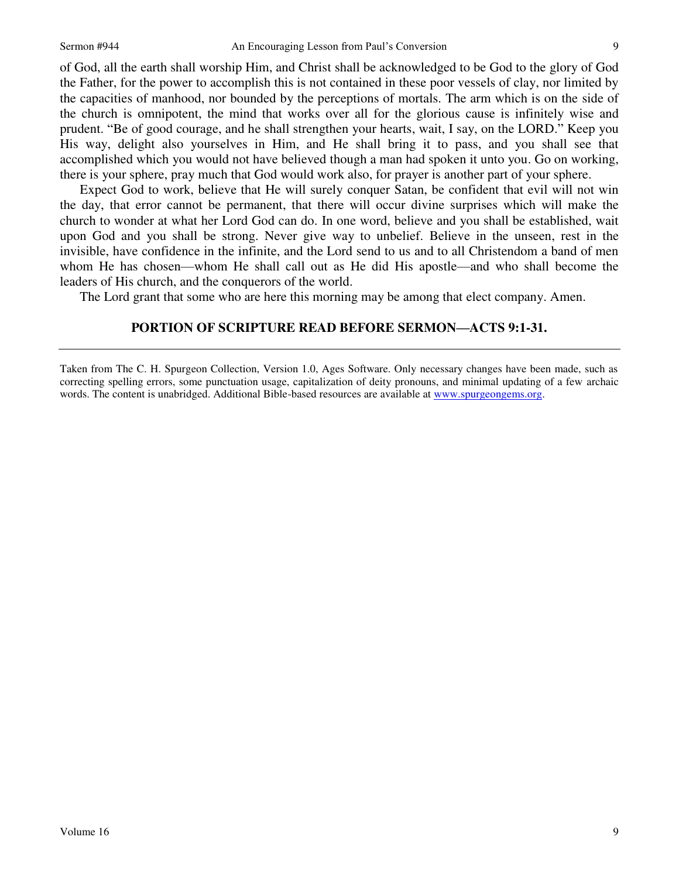of God, all the earth shall worship Him, and Christ shall be acknowledged to be God to the glory of God the Father, for the power to accomplish this is not contained in these poor vessels of clay, nor limited by the capacities of manhood, nor bounded by the perceptions of mortals. The arm which is on the side of the church is omnipotent, the mind that works over all for the glorious cause is infinitely wise and prudent. "Be of good courage, and he shall strengthen your hearts, wait, I say, on the LORD." Keep you His way, delight also yourselves in Him, and He shall bring it to pass, and you shall see that accomplished which you would not have believed though a man had spoken it unto you. Go on working, there is your sphere, pray much that God would work also, for prayer is another part of your sphere.

Expect God to work, believe that He will surely conquer Satan, be confident that evil will not win the day, that error cannot be permanent, that there will occur divine surprises which will make the church to wonder at what her Lord God can do. In one word, believe and you shall be established, wait upon God and you shall be strong. Never give way to unbelief. Believe in the unseen, rest in the invisible, have confidence in the infinite, and the Lord send to us and to all Christendom a band of men whom He has chosen—whom He shall call out as He did His apostle—and who shall become the leaders of His church, and the conquerors of the world.

The Lord grant that some who are here this morning may be among that elect company. Amen.

## PORTION OF SCRIPTURE READ BEFORE SERMON—ACTS 9:1-31.

---

Taken from The C. H. Spurgeon Collection, Version 1.0, Ages Software. Only necessary changes have been made, such as correcting spelling errors, some punctuation usage, capitalization of deity pronouns, and minimal updating of a few archaic words. The content is unabridged. Additional Bible-based resources are available at www.spurgeongems.org.